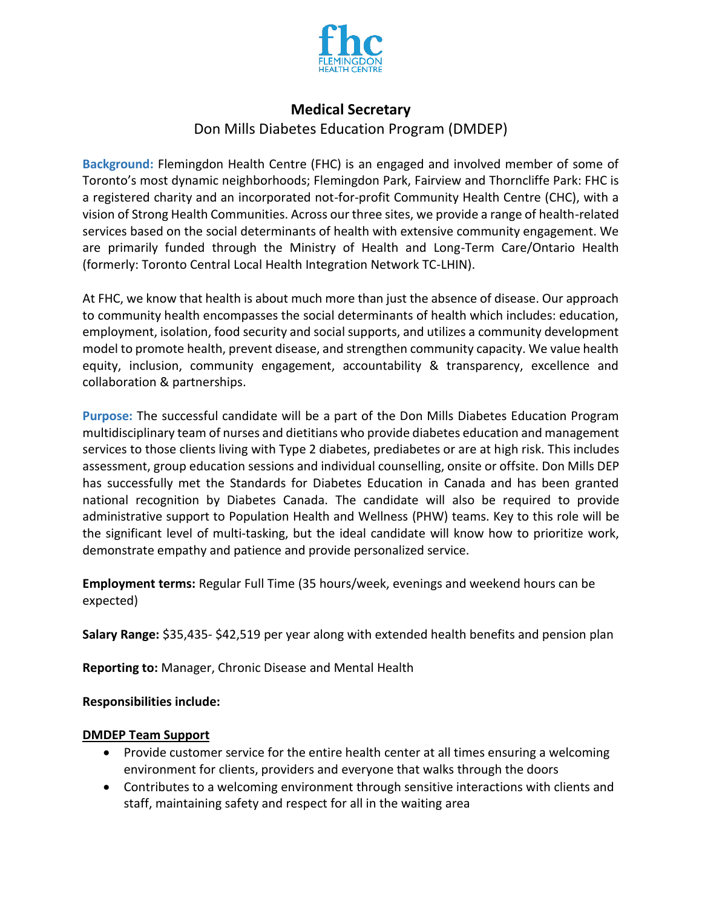# Medical Secretary

Don Mills Diabetes Education Program (DMDEP)

**Background:** Flemingdon Health Centre (FHC) is an engaged and involved member of some of Toronto's most dynamic neighborhoods; Flemingdon Park, Fairview and Thorncliffe Park: FHC is a registered charity and an incorporated not-for-profit Community Health Centre (CHC), with a vision of Strong Health Communities. Across our three sites, we provide a range of health-related services based on the social determinants of health with extensive community engagement. We are primarily funded through the Ministry of Health and Long-Term Care/Ontario Health (formerly: Toronto Central Local Health Integration Network TC-LHIN).

At FHC, we know that health is about much more than just the absence of disease. Our approach to community health encompasses the social determinants of health which includes: education, employment, isolation, food security and social supports, and utilizes a community development model to promote health, prevent disease, and strengthen community capacity. We value health equity, inclusion, community engagement, accountability & transparency, excellence and collaboration & partnerships.

**Purpose:** The successful candidate will be a part of the Don Mills Diabetes Education Program multidisciplinary team of nurses and dietitians who provide diabetes education and management services to those clients living with Type 2 diabetes, prediabetes or are at high risk. This includes assessment, group education sessions and individual counselling, onsite or offsite. Don Mills DEP has successfully met the Standards for Diabetes Education in Canada and has been granted national recognition by Diabetes Canada. The candidate will also be required to provide administrative support to Population Health and Wellness (PHW) teams. Key to this role will be the significant level of multi-tasking, but the ideal candidate will know how to prioritize work, demonstrate empathy and patience and provide personalized service.

**Employment terms:** Regular Full Time (35 hours/week, evenings and weekend hours can be expected)

**Salary Range:** $35,435- $42,519 per year along with extended health benefits and pension plan

**Reporting to:** Manager, Chronic Disease and Mental Health

**Responsibilities include:**

**DMDEP Team Support**

- Provide customer service for the entire health center at all times ensuring a welcoming environment for clients, providers and everyone that walks through the doors
- Contributes to a welcoming environment through sensitive interactions with clients and staff, maintaining safety and respect for all in the waiting area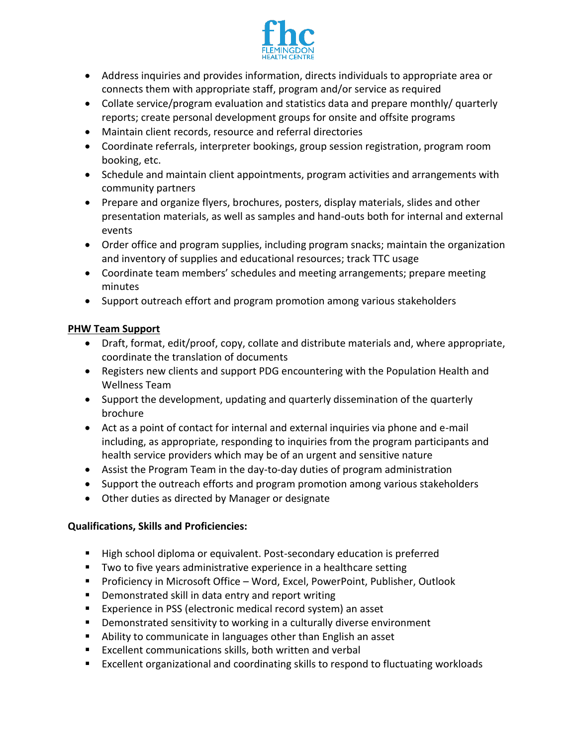- Address inquiries and provides information, directs individuals to appropriate area or connects them with appropriate staff, program and/or service as required
- Collate service/program evaluation and statistics data and prepare monthly/ quarterly reports; create personal development groups for onsite and offsite programs
- Maintain client records, resource and referral directories
- Coordinate referrals, interpreter bookings, group session registration, program room booking, etc.
- Schedule and maintain client appointments, program activities and arrangements with community partners
- Prepare and organize flyers, brochures, posters, display materials, slides and other presentation materials, as well as samples and hand-outs both for internal and external events
- Order office and program supplies, including program snacks; maintain the organization and inventory of supplies and educational resources; track TTC usage
- Coordinate team members' schedules and meeting arrangements; prepare meeting minutes
- Support outreach effort and program promotion among various stakeholders

**PHW Team Support**

- Draft, format, edit/proof, copy, collate and distribute materials and, where appropriate, coordinate the translation of documents
- Registers new clients and support PDG encountering with the Population Health and Wellness Team
- Support the development, updating and quarterly dissemination of the quarterly brochure
- Act as a point of contact for internal and external inquiries via phone and e-mail including, as appropriate, responding to inquiries from the program participants and health service providers which may be of an urgent and sensitive nature
- Assist the Program Team in the day-to-day duties of program administration
- Support the outreach efforts and program promotion among various stakeholders
- Other duties as directed by Manager or designate

**Qualifications, Skills and Proficiencies:**

- High school diploma or equivalent. Post-secondary education is preferred
- Two to five years administrative experience in a healthcare setting
- Proficiency in Microsoft Office – Word, Excel, PowerPoint, Publisher, Outlook
- Demonstrated skill in data entry and report writing
- Experience in PSS (electronic medical record system) an asset
- Demonstrated sensitivity to working in a culturally diverse environment
- Ability to communicate in languages other than English an asset
- Excellent communications skills, both written and verbal
- Excellent organizational and coordinating skills to respond to fluctuating workloads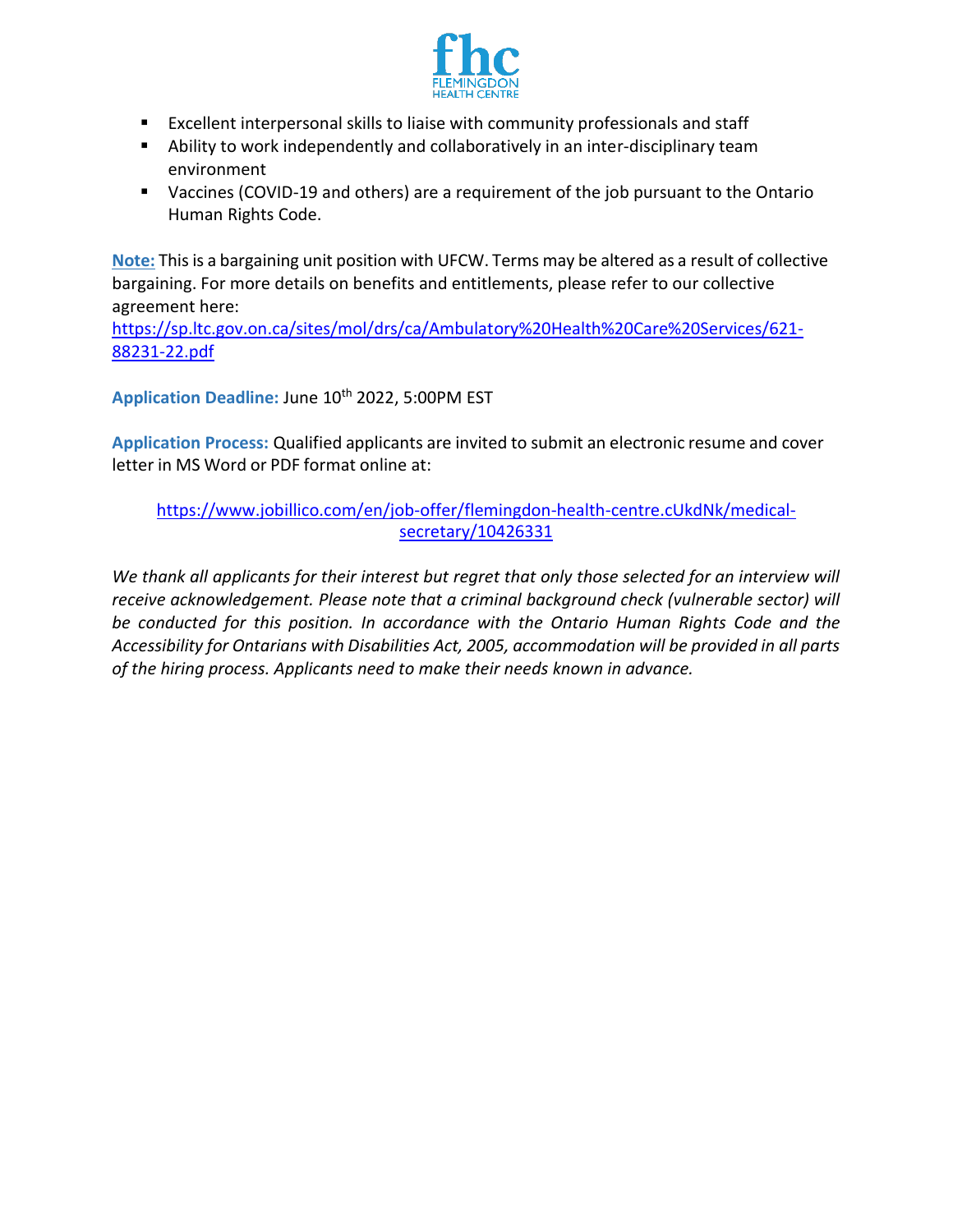- Excellent interpersonal skills to liaise with community professionals and staff
- Ability to work independently and collaboratively in an inter-disciplinary team environment
- Vaccines (COVID-19 and others) are a requirement of the job pursuant to the Ontario Human Rights Code.

**Note:** This is a bargaining unit position with UFCW. Terms may be altered as a result of collective bargaining. For more details on benefits and entitlements, please refer to our collective agreement here: https://sp.ltc.gov.on.ca/sites/mol/drs/ca/Ambulatory%20Health%20Care%20Services/621-88231-22.pdf

**Application Deadline:** June 10th 2022, 5:00PM EST

**Application Process:** Qualified applicants are invited to submit an electronic resume and cover letter in MS Word or PDF format online at:

https://www.jobillico.com/en/job-offer/flemingdon-health-centre.cUkdNk/medical-secretary/10426331

*We thank all applicants for their interest but regret that only those selected for an interview will receive acknowledgement. Please note that a criminal background check (vulnerable sector) will be conducted for this position. In accordance with the Ontario Human Rights Code and the Accessibility for Ontarians with Disabilities Act, 2005, accommodation will be provided in all parts of the hiring process. Applicants need to make their needs known in advance.*